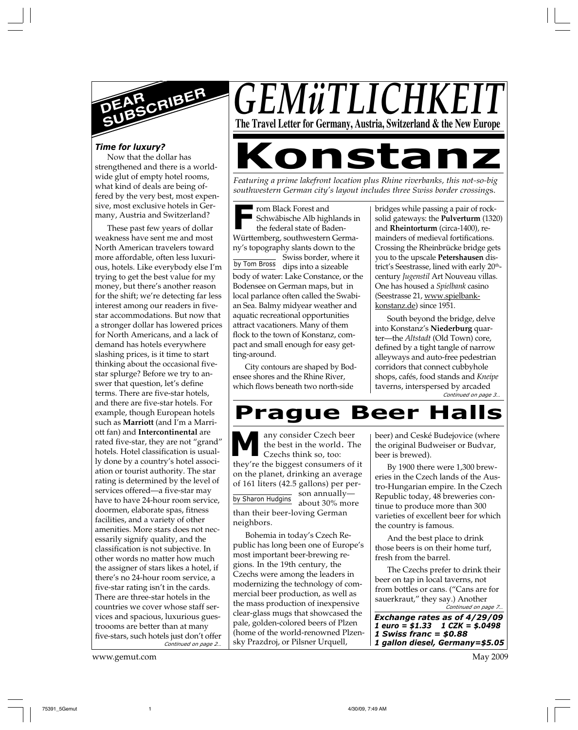# GEMüTLICHKEIT

**The Travel Letter for Germany, Austria, Switzerland & the New Europe**

## DEAR SUBSCRIBER

### *Time for luxury?*

Now that the dollar has strengthened and there is a worldwide glut of empty hotel rooms, what kind of deals are being offered by the very best, most expensive, most exclusive hotels in Germany, Austria and Switzerland?

These past few years of dollar weakness have sent me and most North American travelers toward more affordable, often less luxurious, hotels. Like everybody else I'm trying to get the best value for my money, but there's another reason for the shift; we're detecting far less interest among our readers in five-star accommodations. But now that a stronger dollar has lowered prices for North Americans, and a lack of demand has hotels everywhere slashing prices, is it time to start thinking about the occasional five-star splurge? Before we try to answer that question, let's define terms. There are five-star hotels, and there are five-star hotels. For example, though European hotels such as **Marriott** (and I'm a Marriott fan) and **Intercontinental** are rated five-star, they are not "grand" hotels. Hotel classification is usually done by a country's hotel association or tourist authority. The star rating is determined by the level of services offered—a five-star may have to have 24-hour room service, doormen, elaborate spas, fitness facilities, and a variety of other amenities. More stars does not necessarily signify quality, and the classification is not subjective. In other words no matter how much the assigner of stars likes a hotel, if there's no 24-hour room service, a five-star rating isn't in the cards. There are three-star hotels in the countries we cover whose staff services and spacious, luxurious guestroooms are better than at many five-stars, such hotels just don't offer

*Continued on page 2…*

# Konstanz

*Featuring a prime lakefront location plus Rhine riverbanks, this not-so-big southwestern German city's layout includes three Swiss border crossings.*

by Tom Bross

From Black Forest and Schwäbische Alb highlands in the federal state of Baden-Württemberg, southwestern Germany's topography slants down to the Swiss border, where it dips into a sizeable body of water: Lake Constance, or the Bodensee on German maps, but in local parlance often called the Swabian Sea. Balmy midyear weather and aquatic recreational opportunities attract vacationers. Many of them flock to the town of Konstanz, compact and small enough for easy getting-around.

City contours are shaped by Bodensee shores and the Rhine River, which flows beneath two north-side bridges while passing a pair of rock-solid gateways: the **Pulverturm** (1320) and **Rheintorturm** (circa-1400), remainders of medieval fortifications. Crossing the Rheinbrücke bridge gets you to the upscale **Petershausen** district's Seestrasse, lined with early 20th-century *Jugenstil* Art Nouveau villas. One has housed a *Spielbank* casino (Seestrasse 21, www.spielbank-konstanz.de) since 1951.

South beyond the bridge, delve into Konstanz's **Niederburg** quarter—the *Altstadt* (Old Town) core, defined by a tight tangle of narrow alleyways and auto-free pedestrian corridors that connect cubbyhole shops, cafés, food stands and *Kneipe* taverns, interspersed by arcaded

*Continued on page 3…*

# Prague Beer Halls

by Sharon Hudgins

Many consider Czech beer the best in the world. The Czechs think so, too: they're the biggest consumers of it on the planet, drinking an average of 161 liters (42.5 gallons) per person annually—about 30% more than their beer-loving German neighbors.

Bohemia in today's Czech Republic has long been one of Europe's most important beer-brewing regions. In the 19th century, the Czechs were among the leaders in modernizing the technology of commercial beer production, as well as the mass production of inexpensive clear-glass mugs that showcased the pale, golden-colored beers of Plzen (home of the world-renowned Plzensky Prazdroj, or Pilsner Urquell, beer) and Ceské Budejovice (where the original Budweiser or Budvar, beer is brewed).

By 1900 there were 1,300 breweries in the Czech lands of the Austro-Hungarian empire. In the Czech Republic today, 48 breweries continue to produce more than 300 varieties of excellent beer for which the country is famous.

And the best place to drink those beers is on their home turf, fresh from the barrel.

The Czechs prefer to drink their beer on tap in local taverns, not from bottles or cans. ("Cans are for sauerkraut," they say.) Another

*Continued on page 7…*

***Exchange rates as of 4/29/09***
***1 euro = $1.33   1 CZK = $.0498***
***1 Swiss franc = $0.88***
***1 gallon diesel, Germany=$5.05***

www.gemut.com May 2009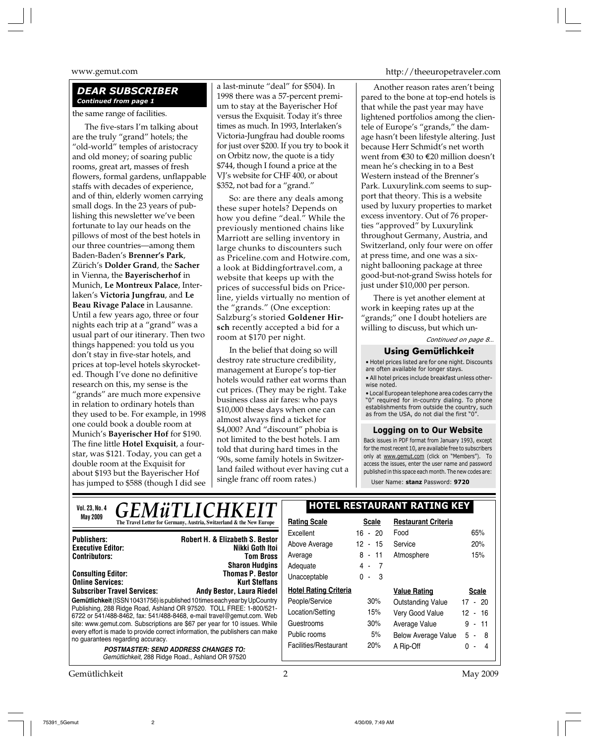## DEAR SUBSCRIBER

*Continued from page 1*

the same range of facilities.

The five-stars I'm talking about are the truly "grand" hotels; the "old-world" temples of aristocracy and old money; of soaring public rooms, great art, masses of fresh flowers, formal gardens, unflappable staffs with decades of experience, and of thin, elderly women carrying small dogs. In the 23 years of publishing this newsletter we've been fortunate to lay our heads on the pillows of most of the best hotels in our three countries—among them Baden-Baden's **Brenner's Park**, Zürich's **Dolder Grand**, the **Sacher** in Vienna, the **Bayerischerhof** in Munich, **Le Montreux Palace**, Interlaken's **Victoria Jungfrau**, and **Le Beau Rivage Palace** in Lausanne. Until a few years ago, three or four nights each trip at a "grand" was a usual part of our itinerary. Then two things happened: you told us you don't stay in five-star hotels, and prices at top-level hotels skyrocketed. Though I've done no definitive research on this, my sense is the "grands" are much more expensive in relation to ordinary hotels than they used to be. For example, in 1998 one could book a double room at Munich's **Bayerischer Hof** for $190. The fine little **Hotel Exquisit**, a four-star, was $121. Today, you can get a double room at the Exquisit for about $193 but the Bayerischer Hof has jumped to $588 (though I did see a last-minute "deal" for $504). In 1998 there was a 57-percent premium to stay at the Bayerischer Hof versus the Exquisit. Today it's three times as much. In 1993, Interlaken's Victoria-Jungfrau had double rooms for just over $200. If you try to book it on Orbitz now, the quote is a tidy $744, though I found a price at the VJ's website for CHF 400, or about $352, not bad for a "grand."

So: are there any deals among these super hotels? Depends on how you define "deal." While the previously mentioned chains like Marriott are selling inventory in large chunks to discounters such as Priceline.com and Hotwire.com, a look at Biddingfortravel.com, a website that keeps up with the prices of successful bids on Priceline, yields virtually no mention of the "grands." (One exception: Salzburg's storied **Goldener Hirsch** recently accepted a bid for a room at $170 per night.

In the belief that doing so will destroy rate structure credibility, management at Europe's top-tier hotels would rather eat worms than cut prices. (They may be right. Take business class air fares: who pays $10,000 these days when one can almost always find a ticket for $4,000? And "discount" phobia is not limited to the best hotels. I am told that during hard times in the '90s, some family hotels in Switzerland failed without ever having cut a single franc off room rates.)

Another reason rates aren't being pared to the bone at top-end hotels is that while the past year may have lightened portfolios among the clientele of Europe's "grands," the damage hasn't been lifestyle altering. Just because Herr Schmidt's net worth went from €30 to €20 million doesn't mean he's checking in to a Best Western instead of the Brenner's Park. Luxurylink.com seems to support that theory. This is a website used by luxury properties to market excess inventory. Out of 76 properties "approved" by Luxurylink throughout Germany, Austria, and Switzerland, only four were on offer at press time, and one was a six-night ballooning package at three good-but-not-grand Swiss hotels for just under $10,000 per person.

There is yet another element at work in keeping rates up at the "grands;" one I doubt hoteliers are willing to discuss, but which un-

*Continued on page 8…*

### Using Gemütlichkeit

- Hotel prices listed are for one night. Discounts are often available for longer stays.
- All hotel prices include breakfast unless otherwise noted.
- Local European telephone area codes carry the "0" required for in-country dialing. To phone establishments from outside the country, such as from the USA, do not dial the first "0".

### Logging on to Our Website

Back issues in PDF format from January 1993, except for the most recent 10, are available free to subscribers only at www.gemut.com (click on "Members"). To access the issues, enter the user name and password published in this space each month. The new codes are:

User Name: **stanz** Password: **9720**

---

Vol. 23, No. 4
May 2009

# GEMüTLICHKEIT

**The Travel Letter for Germany, Austria, Switzerland & the New Europe**

| | |
|---|---|
| **Publishers:** | **Robert H. & Elizabeth S. Bestor** |
| **Executive Editor:** | **Nikki Goth Itoi** |
| **Contributors:** | **Tom Bross** |
| | **Sharon Hudgins** |
| **Consulting Editor:** | **Thomas P. Bestor** |
| **Online Services:** | **Kurt Steffans** |
| **Subscriber Travel Services:** | **Andy Bestor, Laura Riedel** |

**Gemütlichkeit** (ISSN 10431756) is published 10 times each year by UpCountry Publishing, 288 Ridge Road, Ashland OR 97520. TOLL FREE: 1-800/521-6722 or 541/488-8462, fax: 541/488-8468, e-mail travel@gemut.com. Web site: www.gemut.com. Subscriptions are $67 per year for 10 issues. While every effort is made to provide correct information, the publishers can make no guarantees regarding accuracy.

***POSTMASTER: SEND ADDRESS CHANGES TO:***
*Gemütlichkeit, 288 Ridge Road., Ashland OR 97520*

### HOTEL RESTAURANT RATING KEY

| Rating Scale | Scale | Restaurant Criteria | |
|---|---|---|---|
| Excellent | 16 - 20 | Food | 65% |
| Above Average | 12 - 15 | Service | 20% |
| Average | 8 - 11 | Atmosphere | 15% |
| Adequate | 4 - 7 | | |
| Unacceptable | 0 - 3 | | |

| Hotel Rating Criteria | | Value Rating | Scale |
|---|---|---|---|
| People/Service | 30% | Outstanding Value | 17 - 20 |
| Location/Setting | 15% | Very Good Value | 12 - 16 |
| Guestrooms | 30% | Average Value | 9 - 11 |
| Public rooms | 5% | Below Average Value | 5 - 8 |
| Facilities/Restaurant | 20% | A Rip-Off | 0 - 4 |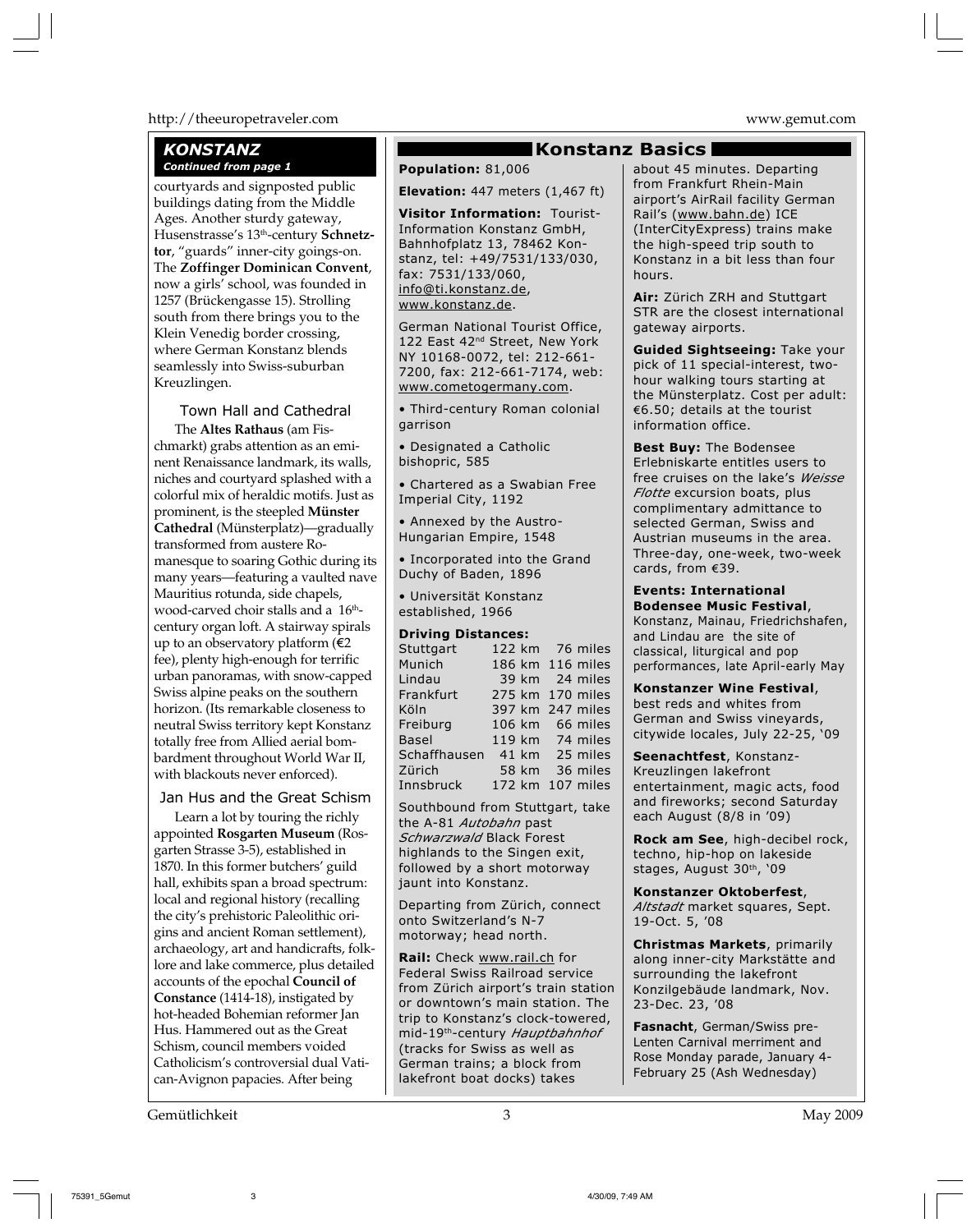## KONSTANZ

*Continued from page 1*

courtyards and signposted public buildings dating from the Middle Ages. Another sturdy gateway, Husenstrasse's 13th-century **Schnetztor**, "guards" inner-city goings-on. The **Zoffinger Dominican Convent**, now a girls' school, was founded in 1257 (Brückengasse 15). Strolling south from there brings you to the Klein Venedig border crossing, where German Konstanz blends seamlessly into Swiss-suburban Kreuzlingen.

### Town Hall and Cathedral

The **Altes Rathaus** (am Fischmarkt) grabs attention as an eminent Renaissance landmark, its walls, niches and courtyard splashed with a colorful mix of heraldic motifs. Just as prominent, is the steepled **Münster Cathedral** (Münsterplatz)—gradually transformed from austere Romanesque to soaring Gothic during its many years—featuring a vaulted nave Mauritius rotunda, side chapels, wood-carved choir stalls and a 16th-century organ loft. A stairway spirals up to an observatory platform (€2 fee), plenty high-enough for terrific urban panoramas, with snow-capped Swiss alpine peaks on the southern horizon. (Its remarkable closeness to neutral Swiss territory kept Konstanz totally free from Allied aerial bombardment throughout World War II, with blackouts never enforced).

### Jan Hus and the Great Schism

Learn a lot by touring the richly appointed **Rosgarten Museum** (Rosgarten Strasse 3-5), established in 1870. In this former butchers' guild hall, exhibits span a broad spectrum: local and regional history (recalling the city's prehistoric Paleolithic origins and ancient Roman settlement), archaeology, art and handicrafts, folklore and lake commerce, plus detailed accounts of the epochal **Council of Constance** (1414-18), instigated by hot-headed Bohemian reformer Jan Hus. Hammered out as the Great Schism, council members voided Catholicism's controversial dual Vatican-Avignon papacies. After being

## Konstanz Basics

**Population:** 81,006

**Elevation:** 447 meters (1,467 ft)

**Visitor Information:** Tourist-Information Konstanz GmbH, Bahnhofplatz 13, 78462 Konstanz, tel: +49/7531/133/030, fax: 7531/133/060, info@ti.konstanz.de, www.konstanz.de.

German National Tourist Office, 122 East 42nd Street, New York NY 10168-0072, tel: 212-661-7200, fax: 212-661-7174, web: www.cometogermany.com.

- Third-century Roman colonial garrison
- Designated a Catholic bishopric, 585
- Chartered as a Swabian Free Imperial City, 1192
- Annexed by the Austro-Hungarian Empire, 1548
- Incorporated into the Grand Duchy of Baden, 1896
- Universität Konstanz established, 1966

**Driving Distances:**

| | | |
|---|---|---|
| Stuttgart | 122 km | 76 miles |
| Munich | 186 km | 116 miles |
| Lindau | 39 km | 24 miles |
| Frankfurt | 275 km | 170 miles |
| Köln | 397 km | 247 miles |
| Freiburg | 106 km | 66 miles |
| Basel | 119 km | 74 miles |
| Schaffhausen | 41 km | 25 miles |
| Zürich | 58 km | 36 miles |
| Innsbruck | 172 km | 107 miles |

Southbound from Stuttgart, take the A-81 *Autobahn* past *Schwarzwald* Black Forest highlands to the Singen exit, followed by a short motorway jaunt into Konstanz.

Departing from Zürich, connect onto Switzerland's N-7 motorway; head north.

**Rail:** Check www.rail.ch for Federal Swiss Railroad service from Zürich airport's train station or downtown's main station. The trip to Konstanz's clock-towered, mid-19th-century *Hauptbahnhof* (tracks for Swiss as well as German trains; a block from lakefront boat docks) takes about 45 minutes. Departing from Frankfurt Rhein-Main airport's AirRail facility German Rail's (www.bahn.de) ICE (InterCityExpress) trains make the high-speed trip south to Konstanz in a bit less than four hours.

**Air:** Zürich ZRH and Stuttgart STR are the closest international gateway airports.

**Guided Sightseeing:** Take your pick of 11 special-interest, two-hour walking tours starting at the Münsterplatz. Cost per adult: €6.50; details at the tourist information office.

**Best Buy:** The Bodensee Erlebniskarte entitles users to free cruises on the lake's *Weisse Flotte* excursion boats, plus complimentary admittance to selected German, Swiss and Austrian museums in the area. Three-day, one-week, two-week cards, from €39.

**Events: International Bodensee Music Festival**, Konstanz, Mainau, Friedrichshafen, and Lindau are the site of classical, liturgical and pop performances, late April-early May

**Konstanzer Wine Festival**, best reds and whites from German and Swiss vineyards, citywide locales, July 22-25, '09

**Seenachtfest**, Konstanz-Kreuzlingen lakefront entertainment, magic acts, food and fireworks; second Saturday each August (8/8 in '09)

**Rock am See**, high-decibel rock, techno, hip-hop on lakeside stages, August 30th, '09

**Konstanzer Oktoberfest**, *Altstadt* market squares, Sept. 19-Oct. 5, '08

**Christmas Markets**, primarily along inner-city Markstätte and surrounding the lakefront Konzilgebäude landmark, Nov. 23-Dec. 23, '08

**Fasnacht**, German/Swiss pre-Lenten Carnival merriment and Rose Monday parade, January 4-February 25 (Ash Wednesday)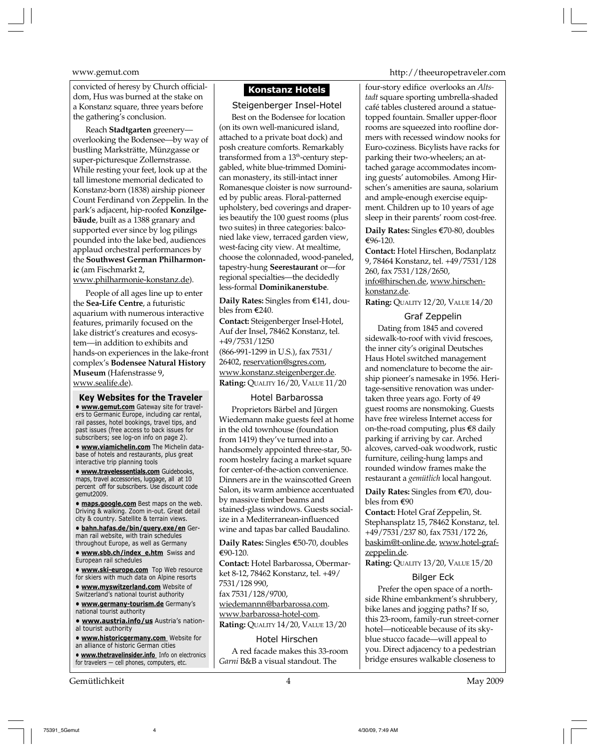convicted of heresy by Church officialdom, Hus was burned at the stake on a Konstanz square, three years before the gathering's conclusion.

Reach **Stadtgarten** greenery—overlooking the Bodensee—by way of bustling Marksträtte, Münzgasse or super-picturesque Zollernstrasse. While resting your feet, look up at the tall limestone memorial dedicated to Konstanz-born (1838) airship pioneer Count Ferdinand von Zeppelin. In the park's adjacent, hip-roofed **Konzilgebäude**, built as a 1388 granary and supported ever since by log pilings pounded into the lake bed, audiences applaud orchestral performances by the **Southwest German Philharmonic** (am Fischmarkt 2, www.philharmonie-konstanz.de).

People of all ages line up to enter the **Sea-Life Centre**, a futuristic aquarium with numerous interactive features, primarily focused on the lake district's creatures and ecosystem—in addition to exhibits and hands-on experiences in the lake-front complex's **Bodensee Natural History Museum** (Hafenstrasse 9, www.sealife.de).

### Key Websites for the Traveler

- **www.gemut.com** Gateway site for travelers to Germanic Europe, including car rental, rail passes, hotel bookings, travel tips, and past issues (free access to back issues for subscribers; see log-on info on page 2).
- **www.viamichelin.com** The Michelin database of hotels and restaurants, plus great interactive trip planning tools
- **www.travelessentials.com** Guidebooks, maps, travel accessories, luggage, all at 10 percent off for subscribers. Use discount code gemut2009.
- **maps.google.com** Best maps on the web. Driving & walking. Zoom in-out. Great detail city & country. Satellite & terrain views.
- **bahn.hafas.de/bin/query.exe/en** German rail website, with train schedules throughout Europe, as well as Germany
- **www.sbb.ch/index_e.htm** Swiss and European rail schedules
- **www.ski-europe.com** Top Web resource for skiers with much data on Alpine resorts
- **www.myswitzerland.com** Website of Switzerland's national tourist authority
- **www.germany-tourism.de** Germany's national tourist authority
- **www.austria.info/us** Austria's national tourist authority
- **www.historicgermany.com** Website for an alliance of historic German cities
- **www.thetravelinsider.info** Info on electronics for travelers — cell phones, computers, etc.

## Konstanz Hotels

### Steigenberger Insel-Hotel

Best on the Bodensee for location (on its own well-manicured island, attached to a private boat dock) and posh creature comforts. Remarkably transformed from a 13th-century step-gabled, white blue-trimmed Dominican monastery, its still-intact inner Romanesque cloister is now surrounded by public areas. Floral-patterned upholstery, bed coverings and draperies beautify the 100 guest rooms (plus two suites) in three categories: balconied lake view, terraced garden view, west-facing city view. At mealtime, choose the colonnaded, wood-paneled, tapestry-hung **Seerestaurant** or—for regional specialties—the decidedly less-formal **Dominikanerstube**.

**Daily Rates:** Singles from €141, doubles from €240.

**Contact:** Steigenberger Insel-Hotel, Auf der Insel, 78462 Konstanz, tel. +49/7531/1250 (866-991-1299 in U.S.), fax 7531/26402, reservation@sgres.com, www.konstanz.steigenberger.de.

**Rating:** QUALITY 16/20, VALUE 11/20

### Hotel Barbarossa

Proprietors Bärbel and Jürgen Wiedemann make guests feel at home in the old townhouse (foundation from 1419) they've turned into a handsomely appointed three-star, 50-room hostelry facing a market square for center-of-the-action convenience. Dinners are in the wainscotted Green Salon, its warm ambience accentuated by massive timber beams and stained-glass windows. Guests socialize in a Mediterranean-influenced wine and tapas bar called Baudalino.

**Daily Rates:** Singles €50-70, doubles €90-120.

**Contact:** Hotel Barbarossa, Obermarket 8-12, 78462 Konstanz, tel. +49/7531/128 990, fax 7531/128/9700, wiedemannn@barbarossa.com. www.barbarossa-hotel-com.

**Rating:** QUALITY 14/20, VALUE 13/20

### Hotel Hirschen

A red facade makes this 33-room *Garni* B&B a visual standout. The four-story edifice overlooks an *Altstadt* square sporting umbrella-shaded café tables clustered around a statue-topped fountain. Smaller upper-floor rooms are squeezed into roofline dormers with recessed window nooks for Euro-coziness. Bicylists have racks for parking their two-wheelers; an attached garage accommodates incoming guests' automobiles. Among Hirschen's amenities are sauna, solarium and ample-enough exercise equipment. Children up to 10 years of age sleep in their parents' room cost-free.

**Daily Rates:** Singles €70-80, doubles €96-120.

**Contact:** Hotel Hirschen, Bodanplatz 9, 78464 Konstanz, tel. +49/7531/128 260, fax 7531/128/2650, info@hirschen.de, www.hirschen-konstanz.de.

**Rating:** QUALITY 12/20, VALUE 14/20

### Graf Zeppelin

Dating from 1845 and covered sidewalk-to-roof with vivid frescoes, the inner city's original Deutsches Haus Hotel switched management and nomenclature to become the airship pioneer's namesake in 1956. Heritage-sensitive renovation was undertaken three years ago. Forty of 49 guest rooms are nonsmoking. Guests have free wireless Internet access for on-the-road computing, plus €8 daily parking if arriving by car. Arched alcoves, carved-oak woodwork, rustic furniture, ceiling-hung lamps and rounded window frames make the restaurant a *gemütlich* local hangout.

**Daily Rates:** Singles from €70, doubles from €90

**Contact:** Hotel Graf Zeppelin, St. Stephansplatz 15, 78462 Konstanz, tel. +49/7531/237 80, fax 7531/172 26, baskim@t-online.de, www.hotel-graf-zeppelin.de.

**Rating:** QUALITY 13/20, VALUE 15/20

### Bilger Eck

Prefer the open space of a northside Rhine embankment's shrubbery, bike lanes and jogging paths? If so, this 23-room, family-run street-corner hotel—noticeable because of its sky-blue stucco facade—will appeal to you. Direct adjacency to a pedestrian bridge ensures walkable closeness to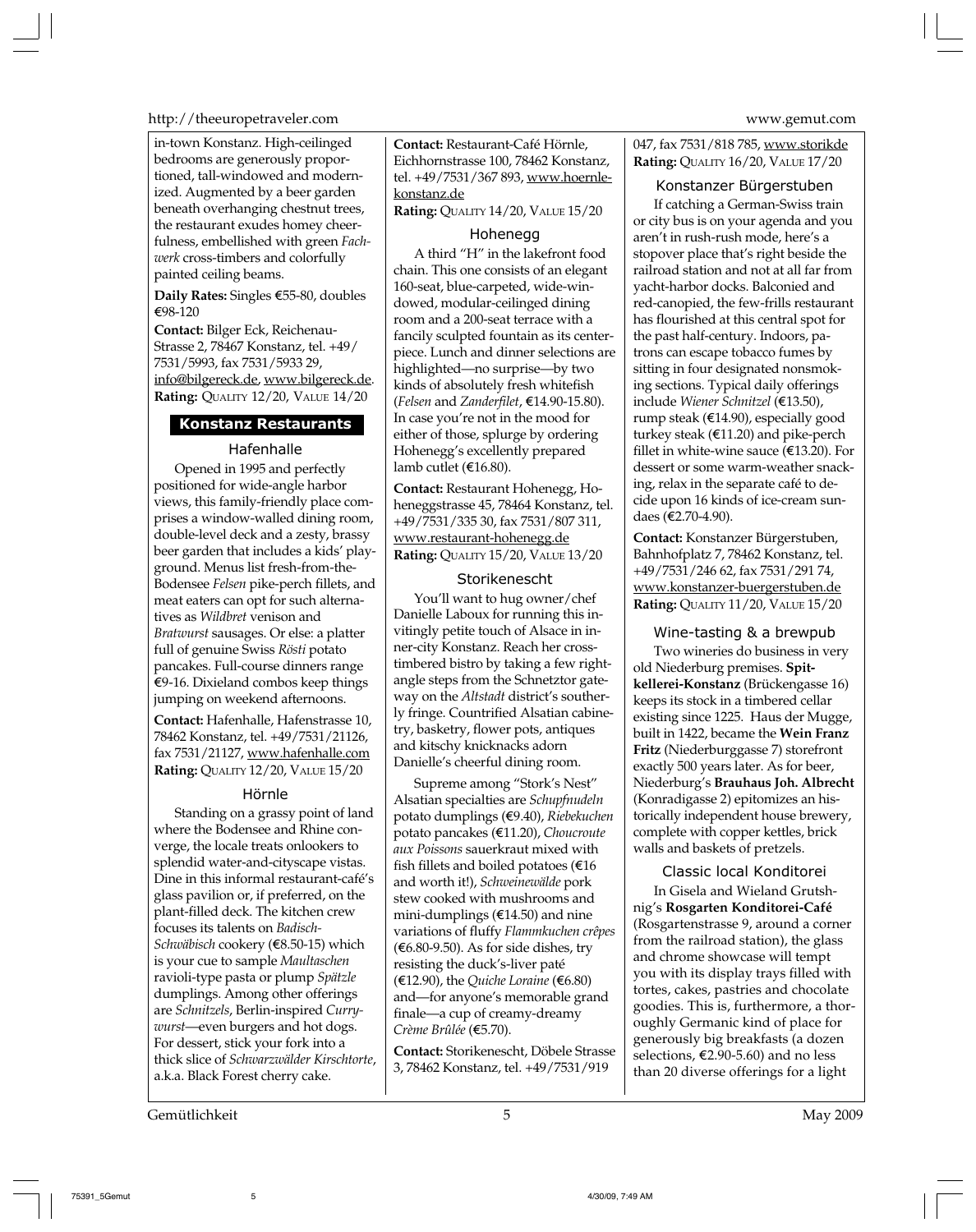in-town Konstanz. High-ceilinged bedrooms are generously proportioned, tall-windowed and modernized. Augmented by a beer garden beneath overhanging chestnut trees, the restaurant exudes homey cheerfulness, embellished with green *Fachwerk* cross-timbers and colorfully painted ceiling beams.

**Daily Rates:** Singles €55-80, doubles €98-120

**Contact:** Bilger Eck, Reichenau-Strasse 2, 78467 Konstanz, tel. +49/7531/5993, fax 7531/5933 29, info@bilgereck.de, www.bilgereck.de.
**Rating:** QUALITY 12/20, VALUE 14/20

## Konstanz Restaurants

### Hafenhalle

Opened in 1995 and perfectly positioned for wide-angle harbor views, this family-friendly place comprises a window-walled dining room, double-level deck and a zesty, brassy beer garden that includes a kids' playground. Menus list fresh-from-the-Bodensee *Felsen* pike-perch fillets, and meat eaters can opt for such alternatives as *Wildbret* venison and *Bratwurst* sausages. Or else: a platter full of genuine Swiss *Rösti* potato pancakes. Full-course dinners range €9-16. Dixieland combos keep things jumping on weekend afternoons.

**Contact:** Hafenhalle, Hafenstrasse 10, 78462 Konstanz, tel. +49/7531/21126, fax 7531/21127, www.hafenhalle.com
**Rating:** QUALITY 12/20, VALUE 15/20

### Hörnle

Standing on a grassy point of land where the Bodensee and Rhine converge, the locale treats onlookers to splendid water-and-cityscape vistas. Dine in this informal restaurant-café's glass pavilion or, if preferred, on the plant-filled deck. The kitchen crew focuses its talents on *Badisch-Schwäbisch* cookery (€8.50-15) which is your cue to sample *Maultaschen* ravioli-type pasta or plump *Spätzle* dumplings. Among other offerings are *Schnitzels*, Berlin-inspired *Currywurst*—even burgers and hot dogs. For dessert, stick your fork into a thick slice of *Schwarzwälder Kirschtorte*, a.k.a. Black Forest cherry cake.

**Contact:** Restaurant-Café Hörnle, Eichhornstrasse 100, 78462 Konstanz, tel. +49/7531/367 893, www.hoernle-konstanz.de
**Rating:** QUALITY 14/20, VALUE 15/20

### Hohenegg

A third "H" in the lakefront food chain. This one consists of an elegant 160-seat, blue-carpeted, wide-windowed, modular-ceilinged dining room and a 200-seat terrace with a fancily sculpted fountain as its centerpiece. Lunch and dinner selections are highlighted—no surprise—by two kinds of absolutely fresh whitefish (*Felsen* and *Zanderfilet*, €14.90-15.80). In case you're not in the mood for either of those, splurge by ordering Hohenegg's excellently prepared lamb cutlet (€16.80).

**Contact:** Restaurant Hohenegg, Hoheneggstrasse 45, 78464 Konstanz, tel. +49/7531/335 30, fax 7531/807 311, www.restaurant-hohenegg.de
**Rating:** QUALITY 15/20, VALUE 13/20

### Storikenescht

You'll want to hug owner/chef Danielle Laboux for running this invitingly petite touch of Alsace in inner-city Konstanz. Reach her cross-timbered bistro by taking a few right-angle steps from the Schnetztor gateway on the *Altstadt* district's southerly fringe. Countrified Alsatian cabinetry, basketry, flower pots, antiques and kitschy knicknacks adorn Danielle's cheerful dining room.

Supreme among "Stork's Nest" Alsatian specialties are *Schupfnudeln* potato dumplings (€9.40), *Riebekuchen* potato pancakes (€11.20), *Choucroute aux Poissons* sauerkraut mixed with fish fillets and boiled potatoes (€16 and worth it!), *Schweinewälde* pork stew cooked with mushrooms and mini-dumplings (€14.50) and nine variations of fluffy *Flammkuchen crêpes* (€6.80-9.50). As for side dishes, try resisting the duck's-liver paté (€12.90), the *Quiche Loraine* (€6.80) and—for anyone's memorable grand finale—a cup of creamy-dreamy *Crème Brûlée* (€5.70).

**Contact:** Storikenescht, Döbele Strasse 3, 78462 Konstanz, tel. +49/7531/919 047, fax 7531/818 785, www.storikde
**Rating:** QUALITY 16/20, VALUE 17/20

### Konstanzer Bürgerstuben

If catching a German-Swiss train or city bus is on your agenda and you aren't in rush-rush mode, here's a stopover place that's right beside the railroad station and not at all far from yacht-harbor docks. Balconied and red-canopied, the few-frills restaurant has flourished at this central spot for the past half-century. Indoors, patrons can escape tobacco fumes by sitting in four designated nonsmoking sections. Typical daily offerings include *Wiener Schnitzel* (€13.50), rump steak (€14.90), especially good turkey steak (€11.20) and pike-perch fillet in white-wine sauce (€13.20). For dessert or some warm-weather snacking, relax in the separate café to decide upon 16 kinds of ice-cream sundaes (€2.70-4.90).

**Contact:** Konstanzer Bürgerstuben, Bahnhofplatz 7, 78462 Konstanz, tel. +49/7531/246 62, fax 7531/291 74, www.konstanzer-buergerstuben.de
**Rating:** QUALITY 11/20, VALUE 15/20

### Wine-tasting & a brewpub

Two wineries do business in very old Niederburg premises. **Spitkellerei-Konstanz** (Brückengasse 16) keeps its stock in a timbered cellar existing since 1225. Haus der Mugge, built in 1422, became the **Wein Franz Fritz** (Niederburggasse 7) storefront exactly 500 years later. As for beer, Niederburg's **Brauhaus Joh. Albrecht** (Konradigasse 2) epitomizes an historically independent house brewery, complete with copper kettles, brick walls and baskets of pretzels.

### Classic local Konditorei

In Gisela and Wieland Grutshnig's **Rosgarten Konditorei-Café** (Rosgartenstrasse 9, around a corner from the railroad station), the glass and chrome showcase will tempt you with its display trays filled with tortes, cakes, pastries and chocolate goodies. This is, furthermore, a thoroughly Germanic kind of place for generously big breakfasts (a dozen selections, €2.90-5.60) and no less than 20 diverse offerings for a light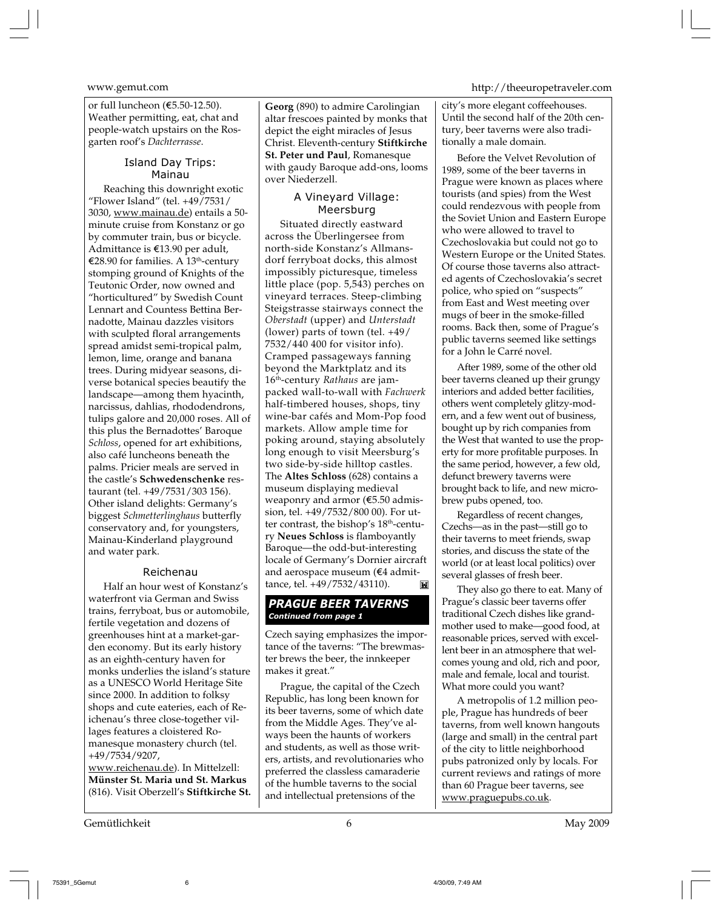or full luncheon (€5.50-12.50). Weather permitting, eat, chat and people-watch upstairs on the Rosgarten roof's *Dachterrasse*.

### Island Day Trips: Mainau

Reaching this downright exotic "Flower Island" (tel. +49/7531/3030, www.mainau.de) entails a 50-minute cruise from Konstanz or go by commuter train, bus or bicycle. Admittance is €13.90 per adult, €28.90 for families. A 13th-century stomping ground of Knights of the Teutonic Order, now owned and "horticultured" by Swedish Count Lennart and Countess Bettina Bernadotte, Mainau dazzles visitors with sculpted floral arrangements spread amidst semi-tropical palm, lemon, lime, orange and banana trees. During midyear seasons, diverse botanical species beautify the landscape—among them hyacinth, narcissus, dahlias, rhododendrons, tulips galore and 20,000 roses. All of this plus the Bernadottes' Baroque *Schloss*, opened for art exhibitions, also café luncheons beneath the palms. Pricier meals are served in the castle's **Schwedenschenke** restaurant (tel. +49/7531/303 156). Other island delights: Germany's biggest *Schmetterlinghaus* butterfly conservatory and, for youngsters, Mainau-Kinderland playground and water park.

### Reichenau

Half an hour west of Konstanz's waterfront via German and Swiss trains, ferryboat, bus or automobile, fertile vegetation and dozens of greenhouses hint at a market-garden economy. But its early history as an eighth-century haven for monks underlies the island's stature as a UNESCO World Heritage Site since 2000. In addition to folksy shops and cute eateries, each of Reichenau's three close-together villages features a cloistered Romanesque monastery church (tel. +49/7534/9207, www.reichenau.de). In Mittelzell: **Münster St. Maria und St. Markus** (816). Visit Oberzell's **Stiftkirche St. Georg** (890) to admire Carolingian altar frescoes painted by monks that depict the eight miracles of Jesus Christ. Eleventh-century **Stiftkirche St. Peter und Paul**, Romanesque with gaudy Baroque add-ons, looms over Niederzell.

### A Vineyard Village: Meersburg

Situated directly eastward across the Überlingersee from north-side Konstanz's Allmansdorf ferryboat docks, this almost impossibly picturesque, timeless little place (pop. 5,543) perches on vineyard terraces. Steep-climbing Steigstrasse stairways connect the *Oberstadt* (upper) and *Unterstadt* (lower) parts of town (tel. +49/7532/440 400 for visitor info). Cramped passageways fanning beyond the Marktplatz and its 16th-century *Rathaus* are jam-packed wall-to-wall with *Fachwerk* half-timbered houses, shops, tiny wine-bar cafés and Mom-Pop food markets. Allow ample time for poking around, staying absolutely long enough to visit Meersburg's two side-by-side hilltop castles. The **Altes Schloss** (628) contains a museum displaying medieval weaponry and armor (€5.50 admission, tel. +49/7532/800 00). For utter contrast, the bishop's 18th-century **Neues Schloss** is flamboyantly Baroque—the odd-but-interesting locale of Germany's Dornier aircraft and aerospace museum (€4 admittance, tel. +49/7532/43110).

## PRAGUE BEER TAVERNS
***Continued from page 1***

Czech saying emphasizes the importance of the taverns: "The brewmaster brews the beer, the innkeeper makes it great."

Prague, the capital of the Czech Republic, has long been known for its beer taverns, some of which date from the Middle Ages. They've always been the haunts of workers and students, as well as those writers, artists, and revolutionaries who preferred the classless camaraderie of the humble taverns to the social and intellectual pretensions of the city's more elegant coffeehouses. Until the second half of the 20th century, beer taverns were also traditionally a male domain.

Before the Velvet Revolution of 1989, some of the beer taverns in Prague were known as places where tourists (and spies) from the West could rendezvous with people from the Soviet Union and Eastern Europe who were allowed to travel to Czechoslovakia but could not go to Western Europe or the United States. Of course those taverns also attracted agents of Czechoslovakia's secret police, who spied on "suspects" from East and West meeting over mugs of beer in the smoke-filled rooms. Back then, some of Prague's public taverns seemed like settings for a John le Carré novel.

After 1989, some of the other old beer taverns cleaned up their grungy interiors and added better facilities, others went completely glitzy-modern, and a few went out of business, bought up by rich companies from the West that wanted to use the property for more profitable purposes. In the same period, however, a few old, defunct brewery taverns were brought back to life, and new microbrew pubs opened, too.

Regardless of recent changes, Czechs—as in the past—still go to their taverns to meet friends, swap stories, and discuss the state of the world (or at least local politics) over several glasses of fresh beer.

They also go there to eat. Many of Prague's classic beer taverns offer traditional Czech dishes like grandmother used to make—good food, at reasonable prices, served with excellent beer in an atmosphere that welcomes young and old, rich and poor, male and female, local and tourist. What more could you want?

A metropolis of 1.2 million people, Prague has hundreds of beer taverns, from well known hangouts (large and small) in the central part of the city to little neighborhood pubs patronized only by locals. For current reviews and ratings of more than 60 Prague beer taverns, see www.praguepubs.co.uk.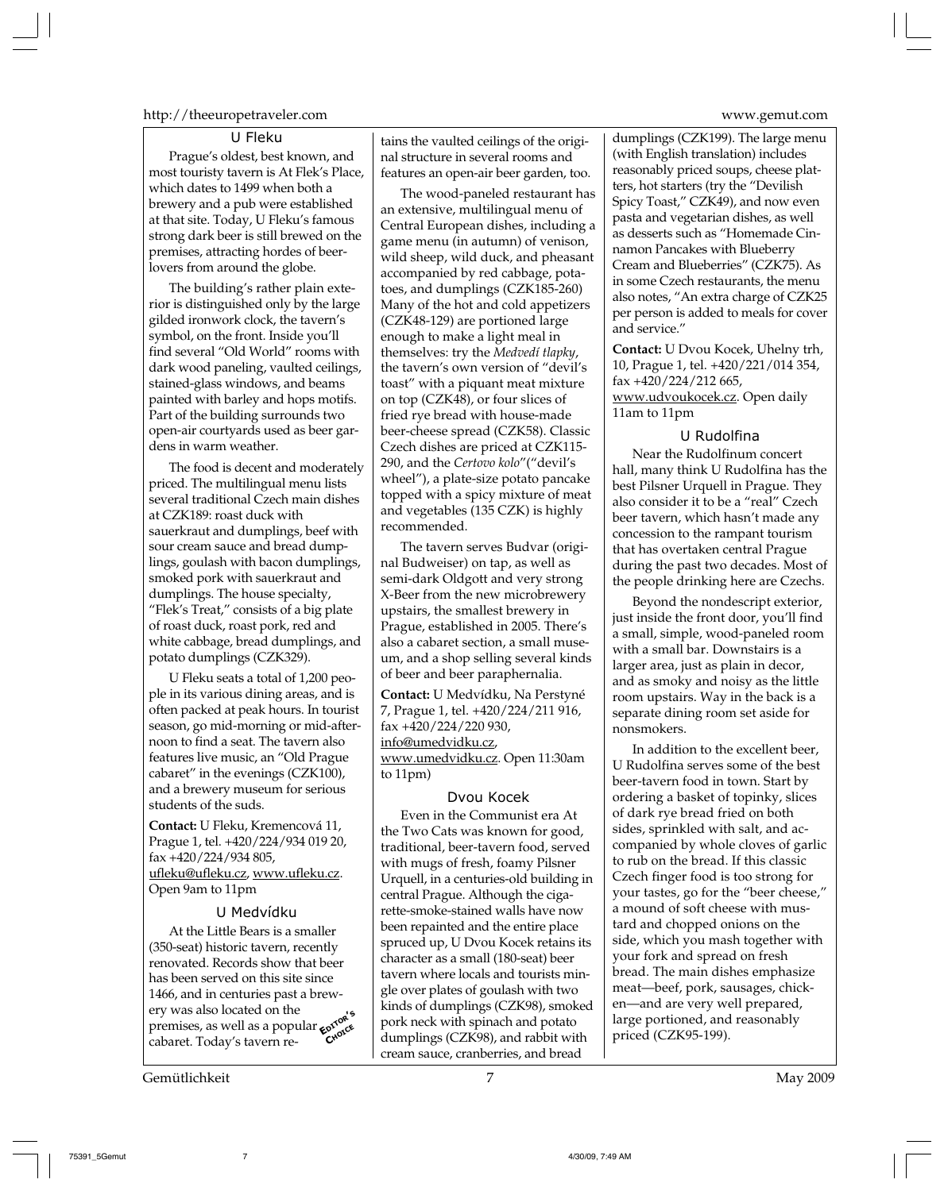### U Fleku

Prague's oldest, best known, and most touristy tavern is At Flek's Place, which dates to 1499 when both a brewery and a pub were established at that site. Today, U Fleku's famous strong dark beer is still brewed on the premises, attracting hordes of beer-lovers from around the globe.

The building's rather plain exterior is distinguished only by the large gilded ironwork clock, the tavern's symbol, on the front. Inside you'll find several "Old World" rooms with dark wood paneling, vaulted ceilings, stained-glass windows, and beams painted with barley and hops motifs. Part of the building surrounds two open-air courtyards used as beer gardens in warm weather.

The food is decent and moderately priced. The multilingual menu lists several traditional Czech main dishes at CZK189: roast duck with sauerkraut and dumplings, beef with sour cream sauce and bread dumplings, goulash with bacon dumplings, smoked pork with sauerkraut and dumplings. The house specialty, "Flek's Treat," consists of a big plate of roast duck, roast pork, red and white cabbage, bread dumplings, and potato dumplings (CZK329).

U Fleku seats a total of 1,200 people in its various dining areas, and is often packed at peak hours. In tourist season, go mid-morning or mid-afternoon to find a seat. The tavern also features live music, an "Old Prague cabaret" in the evenings (CZK100), and a brewery museum for serious students of the suds.

**Contact:** U Fleku, Kremencová 11, Prague 1, tel. +420/224/934 019 20, fax +420/224/934 805, ufleku@ufleku.cz, www.ufleku.cz. Open 9am to 11pm

### U Medvídku

At the Little Bears is a smaller (350-seat) historic tavern, recently renovated. Records show that beer has been served on this site since 1466, and in centuries past a brewery was also located on the premises, as well as a popular cabaret. Today's tavern retains the vaulted ceilings of the original structure in several rooms and features an open-air beer garden, too.

Editor's Choice

The wood-paneled restaurant has an extensive, multilingual menu of Central European dishes, including a game menu (in autumn) of venison, wild sheep, wild duck, and pheasant accompanied by red cabbage, potatoes, and dumplings (CZK185-260) Many of the hot and cold appetizers (CZK48-129) are portioned large enough to make a light meal in themselves: try the *Medvedí tlapky*, the tavern's own version of "devil's toast" with a piquant meat mixture on top (CZK48), or four slices of fried rye bread with house-made beer-cheese spread (CZK58). Classic Czech dishes are priced at CZK115-290, and the *Certovo kolo*"("devil's wheel"), a plate-size potato pancake topped with a spicy mixture of meat and vegetables (135 CZK) is highly recommended.

The tavern serves Budvar (original Budweiser) on tap, as well as semi-dark Oldgott and very strong X-Beer from the new microbrewery upstairs, the smallest brewery in Prague, established in 2005. There's also a cabaret section, a small museum, and a shop selling several kinds of beer and beer paraphernalia.

**Contact:** U Medvídku, Na Perstyné 7, Prague 1, tel. +420/224/211 916, fax +420/224/220 930, info@umedvidku.cz, www.umedvidku.cz. Open 11:30am to 11pm)

### Dvou Kocek

Even in the Communist era At the Two Cats was known for good, traditional, beer-tavern food, served with mugs of fresh, foamy Pilsner Urquell, in a centuries-old building in central Prague. Although the cigarette-smoke-stained walls have now been repainted and the entire place spruced up, U Dvou Kocek retains its character as a small (180-seat) beer tavern where locals and tourists mingle over plates of goulash with two kinds of dumplings (CZK98), smoked pork neck with spinach and potato dumplings (CZK98), and rabbit with cream sauce, cranberries, and bread dumplings (CZK199). The large menu (with English translation) includes reasonably priced soups, cheese platters, hot starters (try the "Devilish Spicy Toast," CZK49), and now even pasta and vegetarian dishes, as well as desserts such as "Homemade Cinnamon Pancakes with Blueberry Cream and Blueberries" (CZK75). As in some Czech restaurants, the menu also notes, "An extra charge of CZK25 per person is added to meals for cover and service."

**Contact:** U Dvou Kocek, Uhelny trh, 10, Prague 1, tel. +420/221/014 354, fax +420/224/212 665, www.udvoukocek.cz. Open daily 11am to 11pm

### U Rudolfina

Near the Rudolfinum concert hall, many think U Rudolfina has the best Pilsner Urquell in Prague. They also consider it to be a "real" Czech beer tavern, which hasn't made any concession to the rampant tourism that has overtaken central Prague during the past two decades. Most of the people drinking here are Czechs.

Beyond the nondescript exterior, just inside the front door, you'll find a small, simple, wood-paneled room with a small bar. Downstairs is a larger area, just as plain in decor, and as smoky and noisy as the little room upstairs. Way in the back is a separate dining room set aside for nonsmokers.

In addition to the excellent beer, U Rudolfina serves some of the best beer-tavern food in town. Start by ordering a basket of topinky, slices of dark rye bread fried on both sides, sprinkled with salt, and accompanied by whole cloves of garlic to rub on the bread. If this classic Czech finger food is too strong for your tastes, go for the "beer cheese," a mound of soft cheese with mustard and chopped onions on the side, which you mash together with your fork and spread on fresh bread. The main dishes emphasize meat—beef, pork, sausages, chicken—and are very well prepared, large portioned, and reasonably priced (CZK95-199).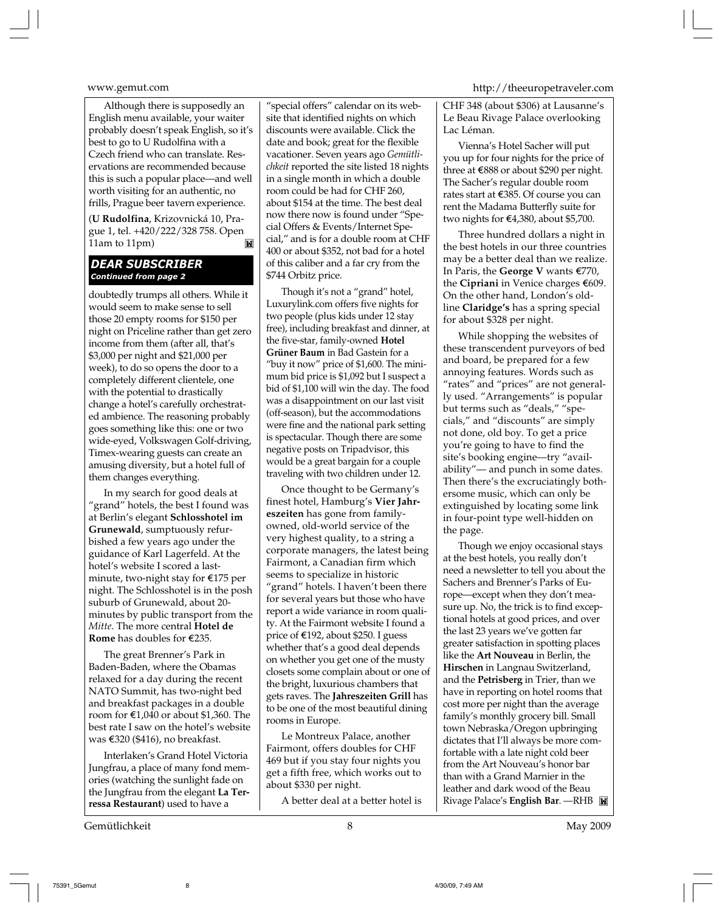Although there is supposedly an English menu available, your waiter probably doesn't speak English, so it's best to go to U Rudolfina with a Czech friend who can translate. Reservations are recommended because this is such a popular place—and well worth visiting for an authentic, no frills, Prague beer tavern experience.

(**U Rudolfina**, Krizovnická 10, Prague 1, tel. +420/222/328 758. Open 11am to 11pm)

### *DEAR SUBSCRIBER*
***Continued from page 2***

doubtedly trumps all others. While it would seem to make sense to sell those 20 empty rooms for $150 per night on Priceline rather than get zero income from them (after all, that's $3,000 per night and $21,000 per week), to do so opens the door to a completely different clientele, one with the potential to drastically change a hotel's carefully orchestrated ambience. The reasoning probably goes something like this: one or two wide-eyed, Volkswagen Golf-driving, Timex-wearing guests can create an amusing diversity, but a hotel full of them changes everything.

In my search for good deals at "grand" hotels, the best I found was at Berlin's elegant **Schlosshotel im Grunewald**, sumptuously refurbished a few years ago under the guidance of Karl Lagerfeld. At the hotel's website I scored a last-minute, two-night stay for €175 per night. The Schlosshotel is in the posh suburb of Grunewald, about 20-minutes by public transport from the *Mitte*. The more central **Hotel de Rome** has doubles for €235.

The great Brenner's Park in Baden-Baden, where the Obamas relaxed for a day during the recent NATO Summit, has two-night bed and breakfast packages in a double room for €1,040 or about $1,360. The best rate I saw on the hotel's website was €320 ($416), no breakfast.

Interlaken's Grand Hotel Victoria Jungfrau, a place of many fond memories (watching the sunlight fade on the Jungfrau from the elegant **La Terressa Restaurant**) used to have a "special offers" calendar on its website that identified nights on which discounts were available. Click the date and book; great for the flexible vacationer. Seven years ago *Gemütlichkeit* reported the site listed 18 nights in a single month in which a double room could be had for CHF 260, about $154 at the time. The best deal now there now is found under "Special Offers & Events/Internet Special," and is for a double room at CHF 400 or about $352, not bad for a hotel of this caliber and a far cry from the $744 Orbitz price.

Though it's not a "grand" hotel, Luxurylink.com offers five nights for two people (plus kids under 12 stay free), including breakfast and dinner, at the five-star, family-owned **Hotel Grüner Baum** in Bad Gastein for a "buy it now" price of $1,600. The minimum bid price is $1,092 but I suspect a bid of $1,100 will win the day. The food was a disappointment on our last visit (off-season), but the accommodations were fine and the national park setting is spectacular. Though there are some negative posts on Tripadvisor, this would be a great bargain for a couple traveling with two children under 12.

Once thought to be Germany's finest hotel, Hamburg's **Vier Jahreszeiten** has gone from family-owned, old-world service of the very highest quality, to a string a corporate managers, the latest being Fairmont, a Canadian firm which seems to specialize in historic "grand" hotels. I haven't been there for several years but those who have report a wide variance in room quality. At the Fairmont website I found a price of €192, about $250. I guess whether that's a good deal depends on whether you get one of the musty closets some complain about or one of the bright, luxurious chambers that gets raves. The **Jahreszeiten Grill** has to be one of the most beautiful dining rooms in Europe.

Le Montreux Palace, another Fairmont, offers doubles for CHF 469 but if you stay four nights you get a fifth free, which works out to about $330 per night.

A better deal at a better hotel is CHF 348 (about $306) at Lausanne's Le Beau Rivage Palace overlooking Lac Léman.

Vienna's Hotel Sacher will put you up for four nights for the price of three at €888 or about $290 per night. The Sacher's regular double room rates start at €385. Of course you can rent the Madama Butterfly suite for two nights for €4,380, about $5,700.

Three hundred dollars a night in the best hotels in our three countries may be a better deal than we realize. In Paris, the **George V** wants €770, the **Cipriani** in Venice charges €609. On the other hand, London's old-line **Claridge's** has a spring special for about $328 per night.

While shopping the websites of these transcendent purveyors of bed and board, be prepared for a few annoying features. Words such as "rates" and "prices" are not generally used. "Arrangements" is popular but terms such as "deals," "specials," and "discounts" are simply not done, old boy. To get a price you're going to have to find the site's booking engine—try "availability"— and punch in some dates. Then there's the excruciatingly bothersome music, which can only be extinguished by locating some link in four-point type well-hidden on the page.

Though we enjoy occasional stays at the best hotels, you really don't need a newsletter to tell you about the Sachers and Brenner's Parks of Europe—except when they don't measure up. No, the trick is to find exceptional hotels at good prices, and over the last 23 years we've gotten far greater satisfaction in spotting places like the **Art Nouveau** in Berlin, the **Hirschen** in Langnau Switzerland, and the **Petrisberg** in Trier, than we have in reporting on hotel rooms that cost more per night than the average family's monthly grocery bill. Small town Nebraska/Oregon upbringing dictates that I'll always be more comfortable with a late night cold beer from the Art Nouveau's honor bar than with a Grand Marnier in the leather and dark wood of the Beau Rivage Palace's **English Bar**. —RHB